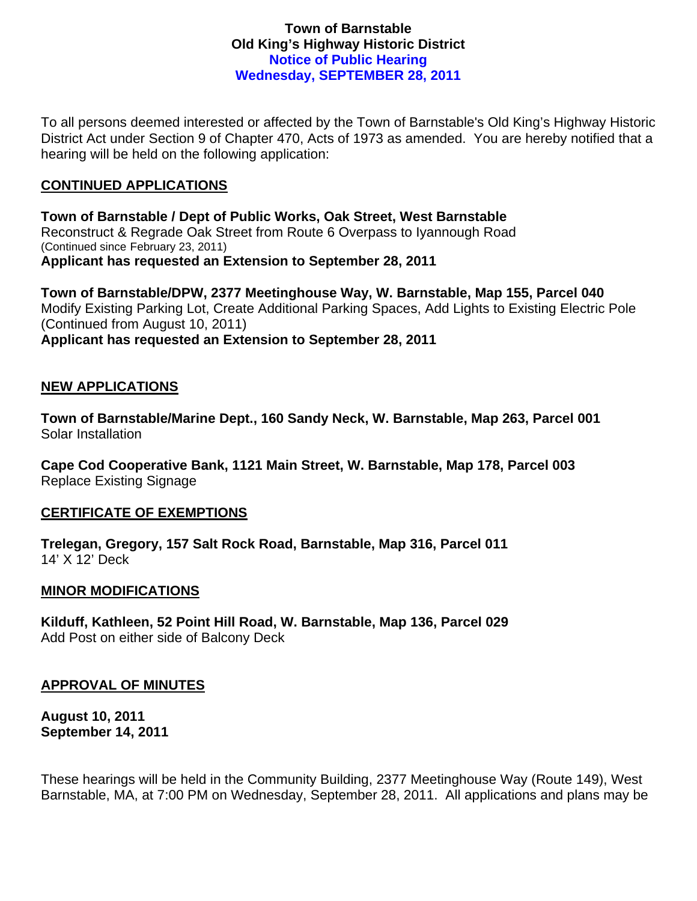**Town of Barnstable**
**Old King's Highway Historic District**
**Notice of Public Hearing**
**Wednesday, SEPTEMBER 28, 2011**

To all persons deemed interested or affected by the Town of Barnstable's Old King's Highway Historic District Act under Section 9 of Chapter 470, Acts of 1973 as amended. You are hereby notified that a hearing will be held on the following application:

## CONTINUED APPLICATIONS

**Town of Barnstable / Dept of Public Works, Oak Street, West Barnstable**
Reconstruct & Regrade Oak Street from Route 6 Overpass to Iyannough Road
(Continued since February 23, 2011)
**Applicant has requested an Extension to September 28, 2011**

**Town of Barnstable/DPW, 2377 Meetinghouse Way, W. Barnstable, Map 155, Parcel 040**
Modify Existing Parking Lot, Create Additional Parking Spaces, Add Lights to Existing Electric Pole
(Continued from August 10, 2011)
**Applicant has requested an Extension to September 28, 2011**

## NEW APPLICATIONS

**Town of Barnstable/Marine Dept., 160 Sandy Neck, W. Barnstable, Map 263, Parcel 001**
Solar Installation

**Cape Cod Cooperative Bank, 1121 Main Street, W. Barnstable, Map 178, Parcel 003**
Replace Existing Signage

## CERTIFICATE OF EXEMPTIONS

**Trelegan, Gregory, 157 Salt Rock Road, Barnstable, Map 316, Parcel 011**
14' X 12' Deck

## MINOR MODIFICATIONS

**Kilduff, Kathleen, 52 Point Hill Road, W. Barnstable, Map 136, Parcel 029**
Add Post on either side of Balcony Deck

## APPROVAL OF MINUTES

**August 10, 2011**
**September 14, 2011**

These hearings will be held in the Community Building, 2377 Meetinghouse Way (Route 149), West Barnstable, MA, at 7:00 PM on Wednesday, September 28, 2011. All applications and plans may be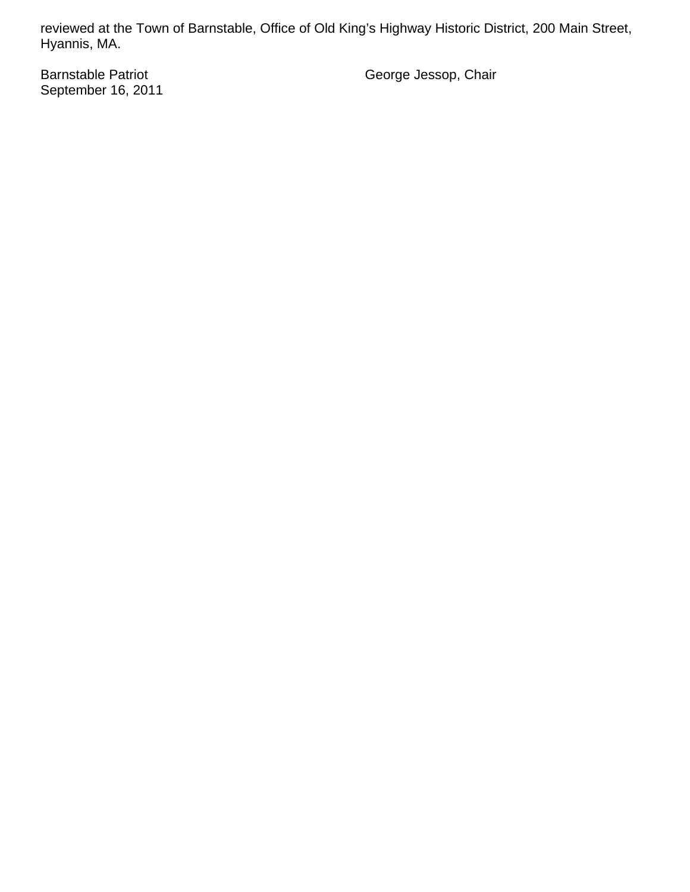reviewed at the Town of Barnstable, Office of Old King's Highway Historic District, 200 Main Street, Hyannis, MA.

Barnstable Patriot
September 16, 2011

George Jessop, Chair